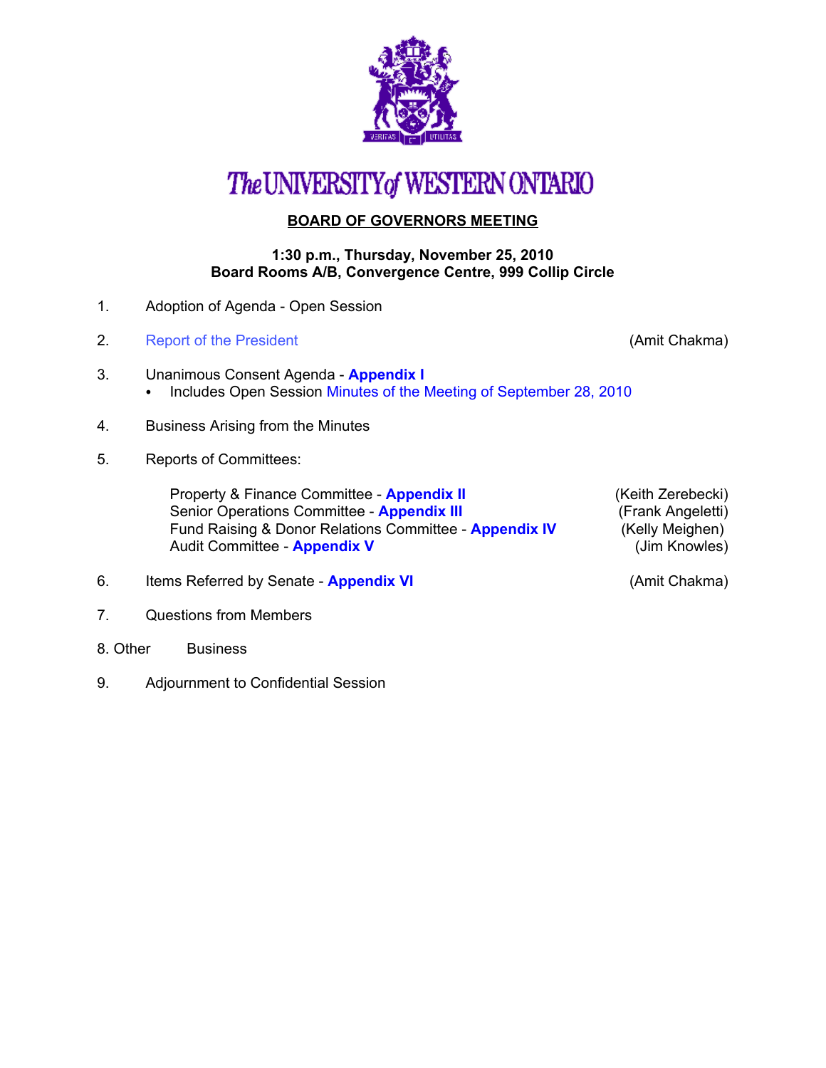# The UNIVERSITY of WESTERN ONTARIO

## BOARD OF GOVERNORS MEETING

**1:30 p.m., Thursday, November 25, 2010**
**Board Rooms A/B, Convergence Centre, 999 Collip Circle**

1. Adoption of Agenda - Open Session

2. Report of the President (Amit Chakma)

3. Unanimous Consent Agenda - **Appendix I**
   - Includes Open Session Minutes of the Meeting of September 28, 2010

4. Business Arising from the Minutes

5. Reports of Committees:

   Property & Finance Committee - **Appendix II** (Keith Zerebecki)
   Senior Operations Committee - **Appendix III** (Frank Angeletti)
   Fund Raising & Donor Relations Committee - **Appendix IV** (Kelly Meighen)
   Audit Committee - **Appendix V** (Jim Knowles)

6. Items Referred by Senate - **Appendix VI** (Amit Chakma)

7. Questions from Members

8. Other Business

9. Adjournment to Confidential Session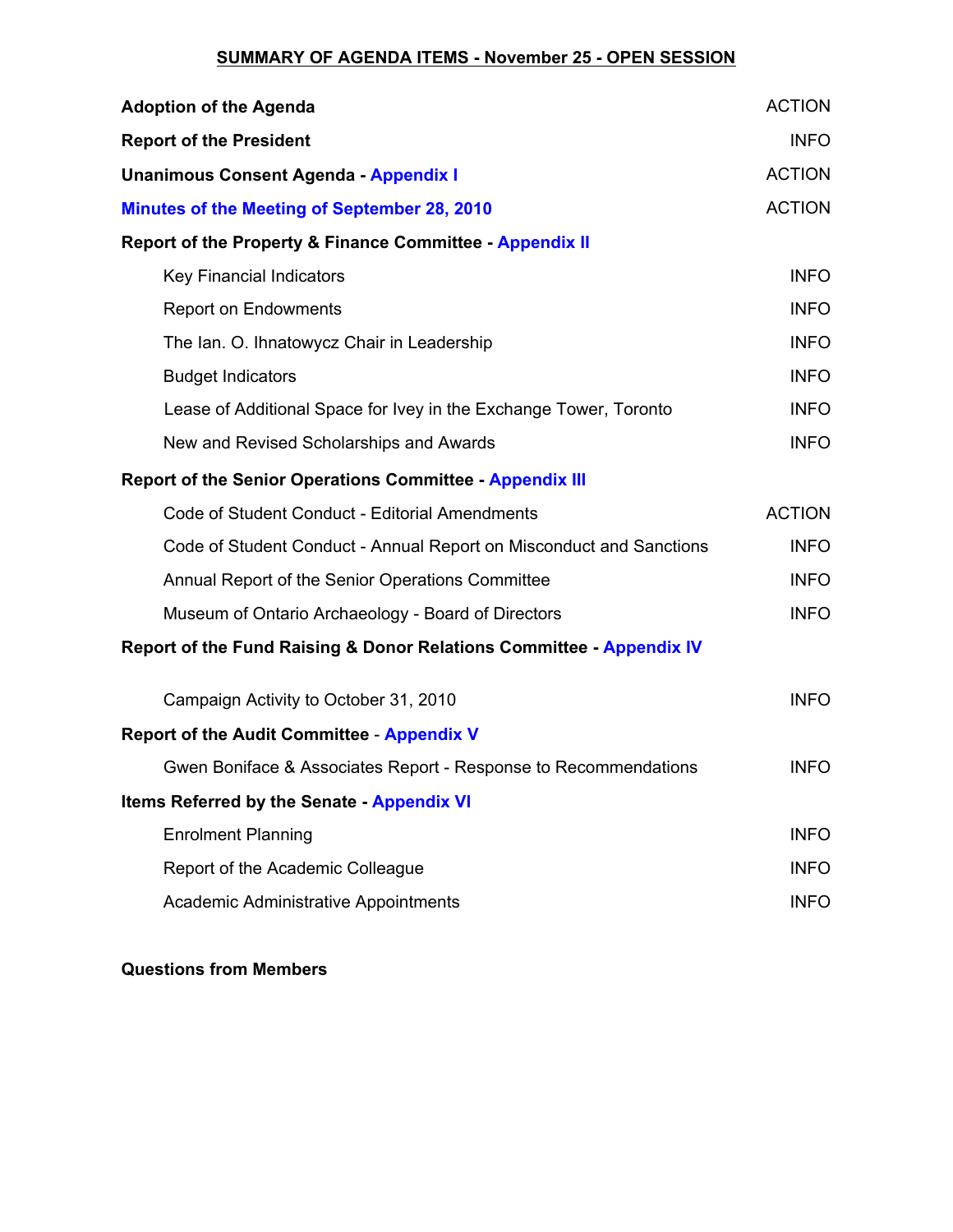**SUMMARY OF AGENDA ITEMS - November 25 - OPEN SESSION**

| | |
|---|---|
| **Adoption of the Agenda** | ACTION |
| **Report of the President** | INFO |
| **Unanimous Consent Agenda - Appendix I** | ACTION |
| **Minutes of the Meeting of September 28, 2010** | ACTION |
| **Report of the Property & Finance Committee - Appendix II** | |
| Key Financial Indicators | INFO |
| Report on Endowments | INFO |
| The Ian. O. Ihnatowycz Chair in Leadership | INFO |
| Budget Indicators | INFO |
| Lease of Additional Space for Ivey in the Exchange Tower, Toronto | INFO |
| New and Revised Scholarships and Awards | INFO |
| **Report of the Senior Operations Committee - Appendix III** | |
| Code of Student Conduct - Editorial Amendments | ACTION |
| Code of Student Conduct - Annual Report on Misconduct and Sanctions | INFO |
| Annual Report of the Senior Operations Committee | INFO |
| Museum of Ontario Archaeology - Board of Directors | INFO |
| **Report of the Fund Raising & Donor Relations Committee - Appendix IV** | |
| Campaign Activity to October 31, 2010 | INFO |
| **Report of the Audit Committee - Appendix V** | |
| Gwen Boniface & Associates Report - Response to Recommendations | INFO |
| **Items Referred by the Senate - Appendix VI** | |
| Enrolment Planning | INFO |
| Report of the Academic Colleague | INFO |
| Academic Administrative Appointments | INFO |

**Questions from Members**